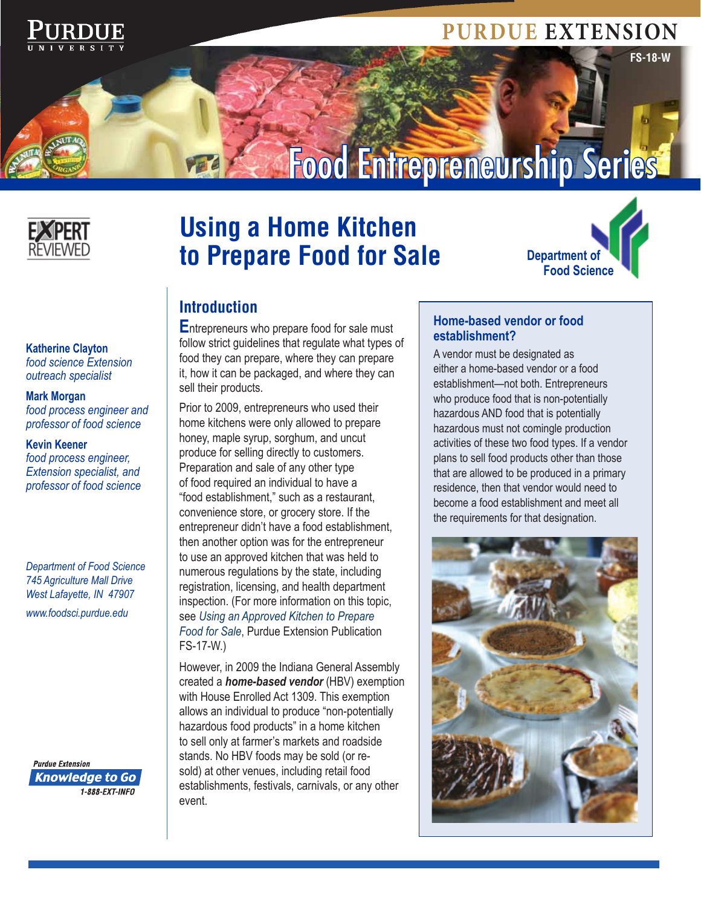# Using a Home Kitchen to Prepare Food for Sale

Food Entrepreneurship Series

FS-18-W

**Katherine Clayton**
*food science Extension outreach specialist*

**Mark Morgan**
*food process engineer and professor of food science*

**Kevin Keener**
*food process engineer, Extension specialist, and professor of food science*

*Department of Food Science*
*745 Agriculture Mall Drive*
*West Lafayette, IN 47907*

*www.foodsci.purdue.edu*

## Introduction

Entrepreneurs who prepare food for sale must follow strict guidelines that regulate what types of food they can prepare, where they can prepare it, how it can be packaged, and where they can sell their products.

Prior to 2009, entrepreneurs who used their home kitchens were only allowed to prepare honey, maple syrup, sorghum, and uncut produce for selling directly to customers. Preparation and sale of any other type of food required an individual to have a "food establishment," such as a restaurant, convenience store, or grocery store. If the entrepreneur didn't have a food establishment, then another option was for the entrepreneur to use an approved kitchen that was held to numerous regulations by the state, including registration, licensing, and health department inspection. (For more information on this topic, see *Using an Approved Kitchen to Prepare Food for Sale*, Purdue Extension Publication FS-17-W.)

However, in 2009 the Indiana General Assembly created a ***home-based vendor*** (HBV) exemption with House Enrolled Act 1309. This exemption allows an individual to produce "non-potentially hazardous food products" in a home kitchen to sell only at farmer's markets and roadside stands. No HBV foods may be sold (or re-sold) at other venues, including retail food establishments, festivals, carnivals, or any other event.

### Home-based vendor or food establishment?

A vendor must be designated as either a home-based vendor or a food establishment—not both. Entrepreneurs who produce food that is non-potentially hazardous AND food that is potentially hazardous must not comingle production activities of these two food types. If a vendor plans to sell food products other than those that are allowed to be produced in a primary residence, then that vendor would need to become a food establishment and meet all the requirements for that designation.

Purdue Extension Knowledge to Go 1-888-EXT-INFO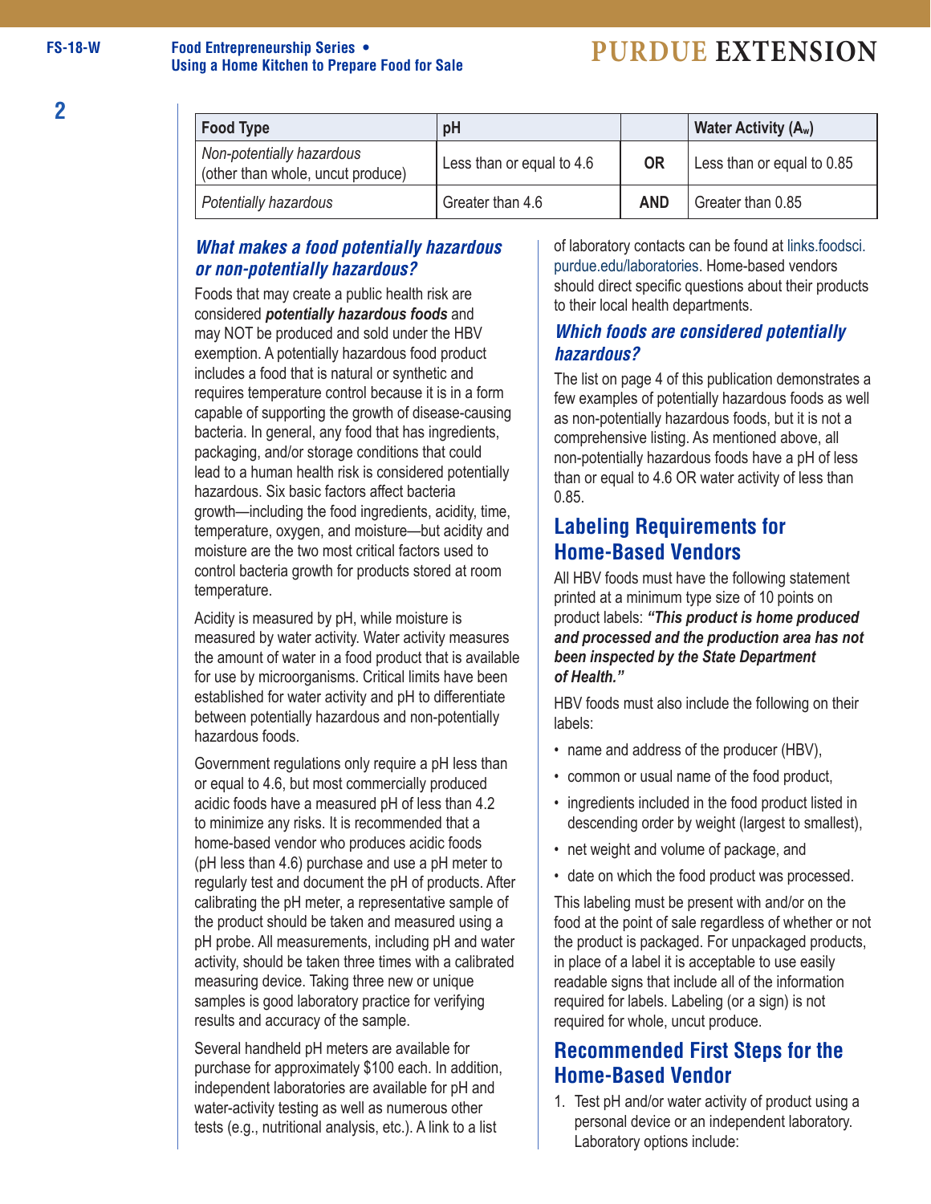| Food Type | pH | | Water Activity ($A_w$) |
|---|---|---|---|
| *Non-potentially hazardous* (other than whole, uncut produce) | Less than or equal to 4.6 | **OR** | Less than or equal to 0.85 |
| *Potentially hazardous* | Greater than 4.6 | **AND** | Greater than 0.85 |

### *What makes a food potentially hazardous or non-potentially hazardous?*

Foods that may create a public health risk are considered ***potentially hazardous foods*** and may NOT be produced and sold under the HBV exemption. A potentially hazardous food product includes a food that is natural or synthetic and requires temperature control because it is in a form capable of supporting the growth of disease-causing bacteria. In general, any food that has ingredients, packaging, and/or storage conditions that could lead to a human health risk is considered potentially hazardous. Six basic factors affect bacteria growth—including the food ingredients, acidity, time, temperature, oxygen, and moisture—but acidity and moisture are the two most critical factors used to control bacteria growth for products stored at room temperature.

Acidity is measured by pH, while moisture is measured by water activity. Water activity measures the amount of water in a food product that is available for use by microorganisms. Critical limits have been established for water activity and pH to differentiate between potentially hazardous and non-potentially hazardous foods.

Government regulations only require a pH less than or equal to 4.6, but most commercially produced acidic foods have a measured pH of less than 4.2 to minimize any risks. It is recommended that a home-based vendor who produces acidic foods (pH less than 4.6) purchase and use a pH meter to regularly test and document the pH of products. After calibrating the pH meter, a representative sample of the product should be taken and measured using a pH probe. All measurements, including pH and water activity, should be taken three times with a calibrated measuring device. Taking three new or unique samples is good laboratory practice for verifying results and accuracy of the sample.

Several handheld pH meters are available for purchase for approximately $100 each. In addition, independent laboratories are available for pH and water-activity testing as well as numerous other tests (e.g., nutritional analysis, etc.). A link to a list of laboratory contacts can be found at links.foodsci.purdue.edu/laboratories. Home-based vendors should direct specific questions about their products to their local health departments.

### *Which foods are considered potentially hazardous?*

The list on page 4 of this publication demonstrates a few examples of potentially hazardous foods as well as non-potentially hazardous foods, but it is not a comprehensive listing. As mentioned above, all non-potentially hazardous foods have a pH of less than or equal to 4.6 OR water activity of less than 0.85.

## Labeling Requirements for Home-Based Vendors

All HBV foods must have the following statement printed at a minimum type size of 10 points on product labels: ***"This product is home produced and processed and the production area has not been inspected by the State Department of Health."***

HBV foods must also include the following on their labels:

- name and address of the producer (HBV),
- common or usual name of the food product,
- ingredients included in the food product listed in descending order by weight (largest to smallest),
- net weight and volume of package, and
- date on which the food product was processed.

This labeling must be present with and/or on the food at the point of sale regardless of whether or not the product is packaged. For unpackaged products, in place of a label it is acceptable to use easily readable signs that include all of the information required for labels. Labeling (or a sign) is not required for whole, uncut produce.

## Recommended First Steps for the Home-Based Vendor

1. Test pH and/or water activity of product using a personal device or an independent laboratory. Laboratory options include: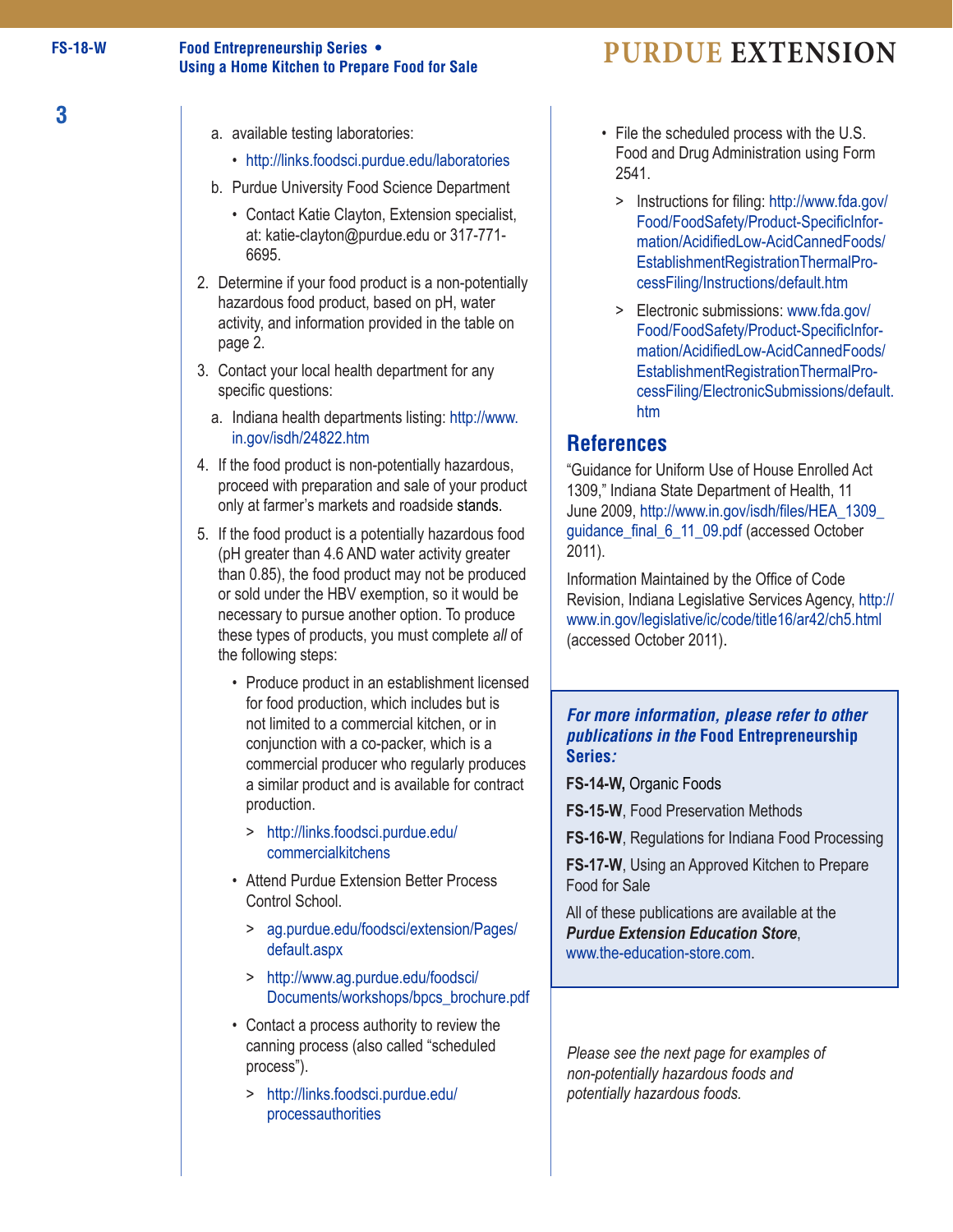a. available testing laboratories:
   - http://links.foodsci.purdue.edu/laboratories

b. Purdue University Food Science Department
   - Contact Katie Clayton, Extension specialist, at: katie-clayton@purdue.edu or 317-771-6695.

2. Determine if your food product is a non-potentially hazardous food product, based on pH, water activity, and information provided in the table on page 2.

3. Contact your local health department for any specific questions:

   a. Indiana health departments listing: http://www.in.gov/isdh/24822.htm

4. If the food product is non-potentially hazardous, proceed with preparation and sale of your product only at farmer's markets and roadside stands.

5. If the food product is a potentially hazardous food (pH greater than 4.6 AND water activity greater than 0.85), the food product may not be produced or sold under the HBV exemption, so it would be necessary to pursue another option. To produce these types of products, you must complete *all* of the following steps:
   - Produce product in an establishment licensed for food production, which includes but is not limited to a commercial kitchen, or in conjunction with a co-packer, which is a commercial producer who regularly produces a similar product and is available for contract production.
     > http://links.foodsci.purdue.edu/commercialkitchens
   - Attend Purdue Extension Better Process Control School.
     > ag.purdue.edu/foodsci/extension/Pages/default.aspx
     > http://www.ag.purdue.edu/foodsci/Documents/workshops/bpcs_brochure.pdf
   - Contact a process authority to review the canning process (also called "scheduled process").
     > http://links.foodsci.purdue.edu/processauthorities
   - File the scheduled process with the U.S. Food and Drug Administration using Form 2541.
     > Instructions for filing: http://www.fda.gov/Food/FoodSafety/Product-SpecificInformation/AcidifiedLow-AcidCannedFoods/EstablishmentRegistrationThermalProcessFiling/Instructions/default.htm
     > Electronic submissions: www.fda.gov/Food/FoodSafety/Product-SpecificInformation/AcidifiedLow-AcidCannedFoods/EstablishmentRegistrationThermalProcessFiling/ElectronicSubmissions/default.htm

## References

"Guidance for Uniform Use of House Enrolled Act 1309," Indiana State Department of Health, 11 June 2009, http://www.in.gov/isdh/files/HEA_1309_guidance_final_6_11_09.pdf (accessed October 2011).

Information Maintained by the Office of Code Revision, Indiana Legislative Services Agency, http://www.in.gov/legislative/ic/code/title16/ar42/ch5.html (accessed October 2011).

***For more information, please refer to other publications in the* Food Entrepreneurship Series*:***

**FS-14-W,** Organic Foods

**FS-15-W**, Food Preservation Methods

**FS-16-W**, Regulations for Indiana Food Processing

**FS-17-W**, Using an Approved Kitchen to Prepare Food for Sale

All of these publications are available at the ***Purdue Extension Education Store***, www.the-education-store.com.

*Please see the next page for examples of non-potentially hazardous foods and potentially hazardous foods.*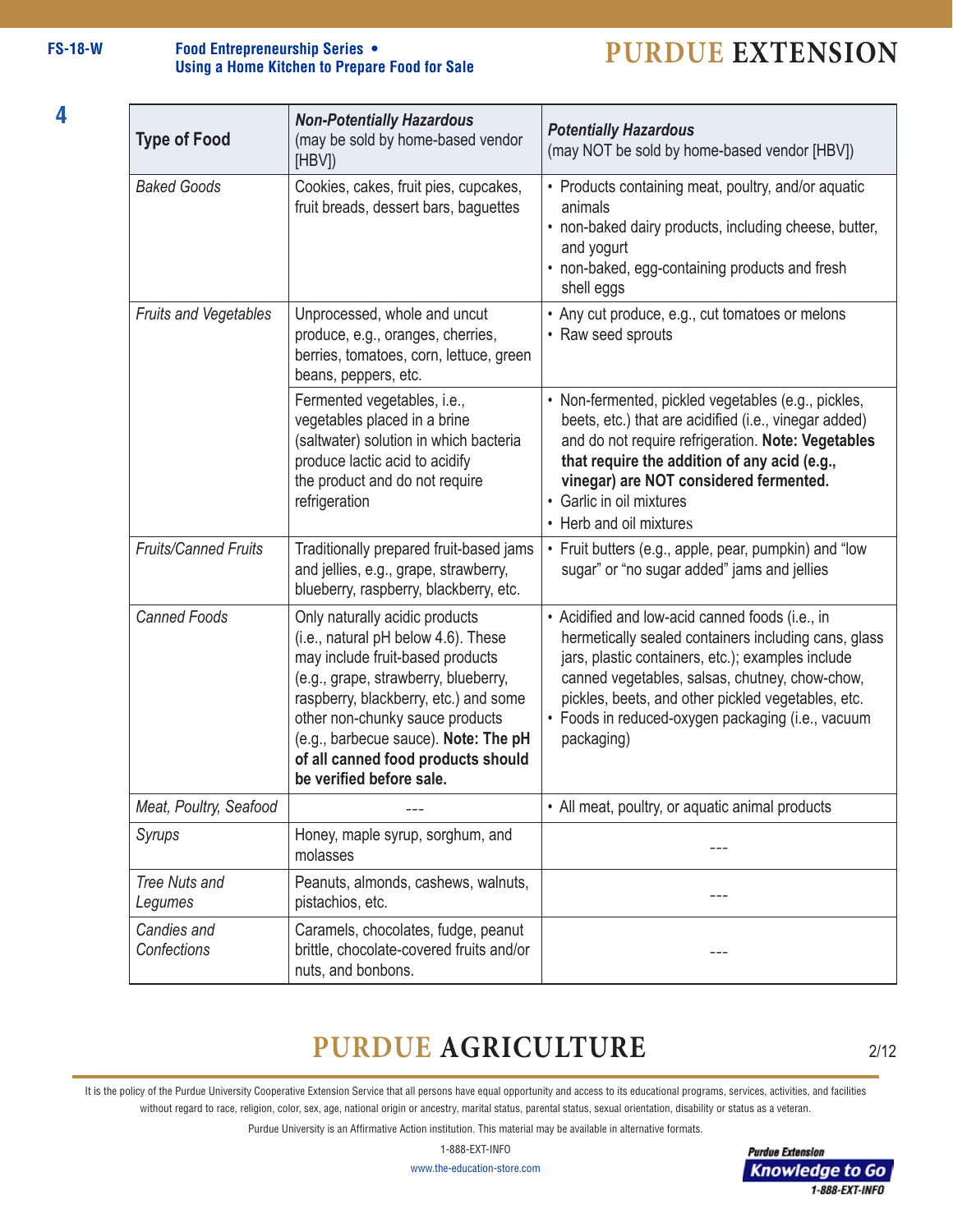| Type of Food | ***Non-Potentially Hazardous*** (may be sold by home-based vendor [HBV]) | ***Potentially Hazardous*** (may NOT be sold by home-based vendor [HBV]) |
|---|---|---|
| *Baked Goods* | Cookies, cakes, fruit pies, cupcakes, fruit breads, dessert bars, baguettes | • Products containing meat, poultry, and/or aquatic animals<br>• non-baked dairy products, including cheese, butter, and yogurt<br>• non-baked, egg-containing products and fresh shell eggs |
| *Fruits and Vegetables* | Unprocessed, whole and uncut produce, e.g., oranges, cherries, berries, tomatoes, corn, lettuce, green beans, peppers, etc. | • Any cut produce, e.g., cut tomatoes or melons<br>• Raw seed sprouts |
| | Fermented vegetables, i.e., vegetables placed in a brine (saltwater) solution in which bacteria produce lactic acid to acidify the product and do not require refrigeration | • Non-fermented, pickled vegetables (e.g., pickles, beets, etc.) that are acidified (i.e., vinegar added) and do not require refrigeration. **Note: Vegetables that require the addition of any acid (e.g., vinegar) are NOT considered fermented.**<br>• Garlic in oil mixtures<br>• Herb and oil mixtures |
| *Fruits/Canned Fruits* | Traditionally prepared fruit-based jams and jellies, e.g., grape, strawberry, blueberry, raspberry, blackberry, etc. | • Fruit butters (e.g., apple, pear, pumpkin) and "low sugar" or "no sugar added" jams and jellies |
| *Canned Foods* | Only naturally acidic products (i.e., natural pH below 4.6). These may include fruit-based products (e.g., grape, strawberry, blueberry, raspberry, blackberry, etc.) and some other non-chunky sauce products (e.g., barbecue sauce). **Note: The pH of all canned food products should be verified before sale.** | • Acidified and low-acid canned foods (i.e., in hermetically sealed containers including cans, glass jars, plastic containers, etc.); examples include canned vegetables, salsas, chutney, chow-chow, pickles, beets, and other pickled vegetables, etc.<br>• Foods in reduced-oxygen packaging (i.e., vacuum packaging) |
| *Meat, Poultry, Seafood* | --- | • All meat, poultry, or aquatic animal products |
| *Syrups* | Honey, maple syrup, sorghum, and molasses | --- |
| *Tree Nuts and Legumes* | Peanuts, almonds, cashews, walnuts, pistachios, etc. | --- |
| *Candies and Confections* | Caramels, chocolates, fudge, peanut brittle, chocolate-covered fruits and/or nuts, and bonbons. | --- |

PURDUE AGRICULTURE

2/12

It is the policy of the Purdue University Cooperative Extension Service that all persons have equal opportunity and access to its educational programs, services, activities, and facilities without regard to race, religion, color, sex, age, national origin or ancestry, marital status, parental status, sexual orientation, disability or status as a veteran.

Purdue University is an Affirmative Action institution. This material may be available in alternative formats.

1-888-EXT-INFO

www.the-education-store.com

Purdue Extension Knowledge to Go 1-888-EXT-INFO